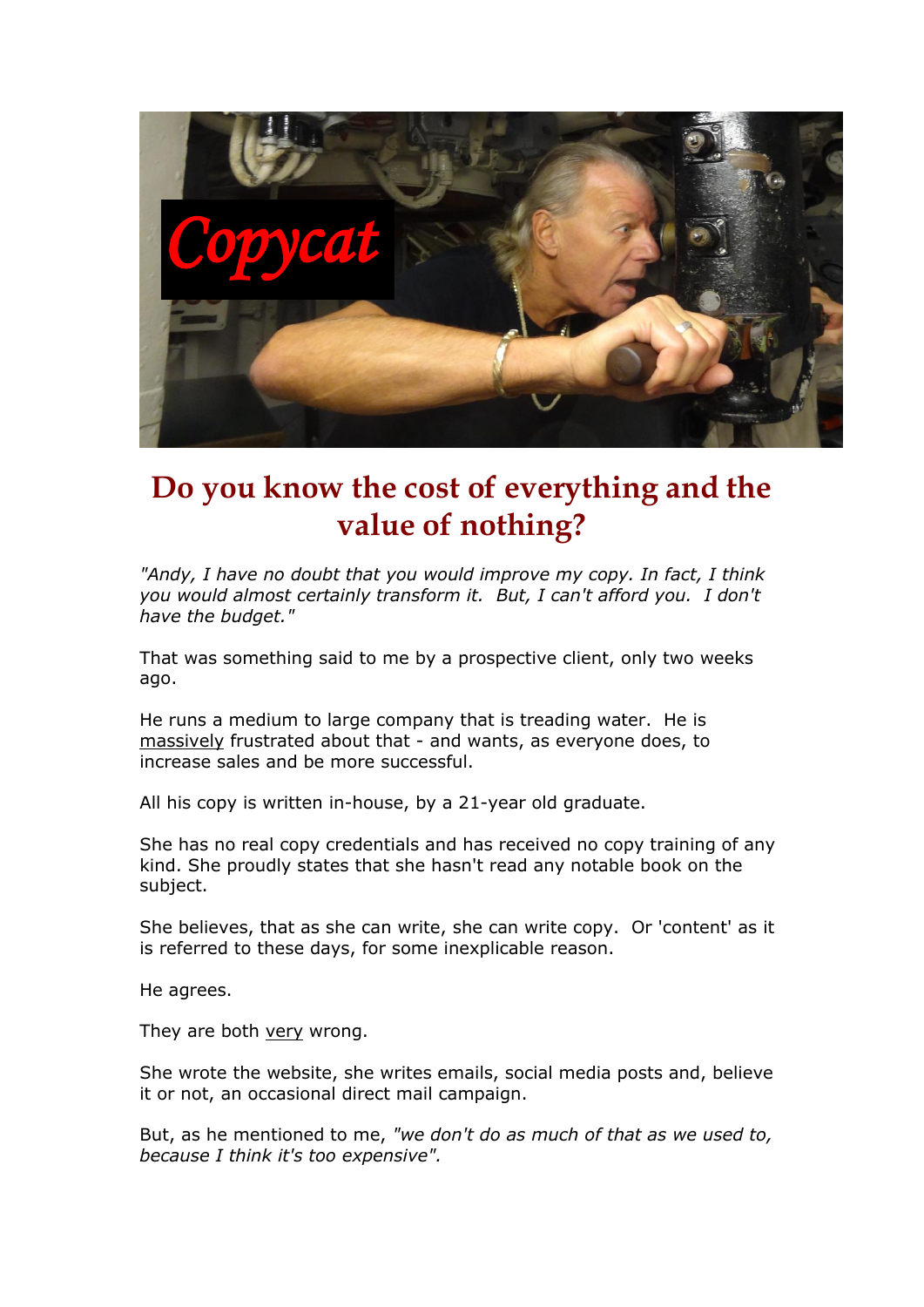# Do you know the cost of everything and the value of nothing?

*"Andy, I have no doubt that you would improve my copy. In fact, I think you would almost certainly transform it. But, I can't afford you. I don't have the budget."*

That was something said to me by a prospective client, only two weeks ago.

He runs a medium to large company that is treading water. He is massively frustrated about that - and wants, as everyone does, to increase sales and be more successful.

All his copy is written in-house, by a 21-year old graduate.

She has no real copy credentials and has received no copy training of any kind. She proudly states that she hasn't read any notable book on the subject.

She believes, that as she can write, she can write copy. Or 'content' as it is referred to these days, for some inexplicable reason.

He agrees.

They are both very wrong.

She wrote the website, she writes emails, social media posts and, believe it or not, an occasional direct mail campaign.

But, as he mentioned to me, *"we don't do as much of that as we used to, because I think it's too expensive".*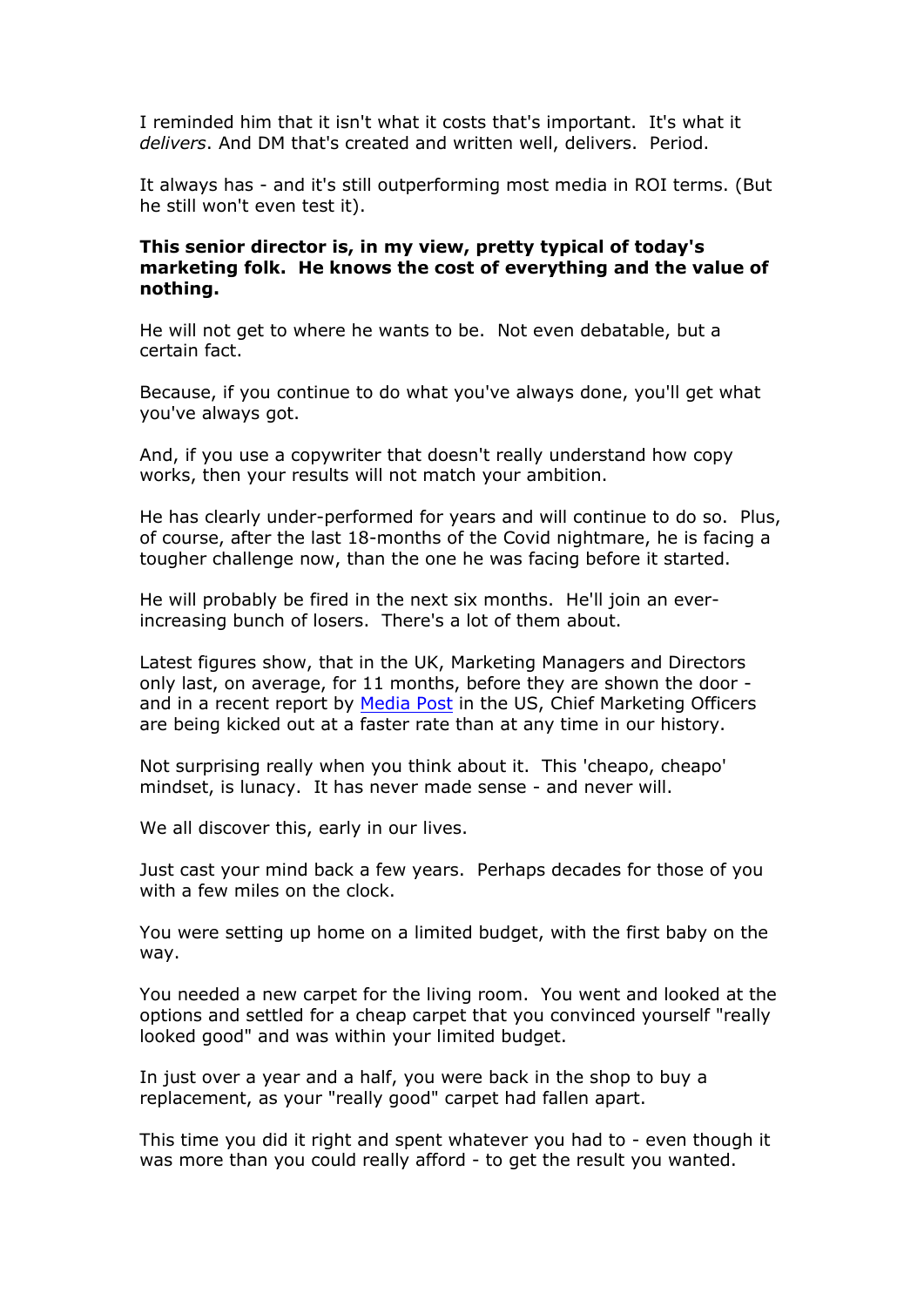I reminded him that it isn't what it costs that's important. It's what it *delivers*. And DM that's created and written well, delivers. Period.

It always has - and it's still outperforming most media in ROI terms. (But he still won't even test it).

**This senior director is, in my view, pretty typical of today's marketing folk. He knows the cost of everything and the value of nothing.**

He will not get to where he wants to be. Not even debatable, but a certain fact.

Because, if you continue to do what you've always done, you'll get what you've always got.

And, if you use a copywriter that doesn't really understand how copy works, then your results will not match your ambition.

He has clearly under-performed for years and will continue to do so. Plus, of course, after the last 18-months of the Covid nightmare, he is facing a tougher challenge now, than the one he was facing before it started.

He will probably be fired in the next six months. He'll join an ever-increasing bunch of losers. There's a lot of them about.

Latest figures show, that in the UK, Marketing Managers and Directors only last, on average, for 11 months, before they are shown the door - and in a recent report by Media Post in the US, Chief Marketing Officers are being kicked out at a faster rate than at any time in our history.

Not surprising really when you think about it. This 'cheapo, cheapo' mindset, is lunacy. It has never made sense - and never will.

We all discover this, early in our lives.

Just cast your mind back a few years. Perhaps decades for those of you with a few miles on the clock.

You were setting up home on a limited budget, with the first baby on the way.

You needed a new carpet for the living room. You went and looked at the options and settled for a cheap carpet that you convinced yourself "really looked good" and was within your limited budget.

In just over a year and a half, you were back in the shop to buy a replacement, as your "really good" carpet had fallen apart.

This time you did it right and spent whatever you had to - even though it was more than you could really afford - to get the result you wanted.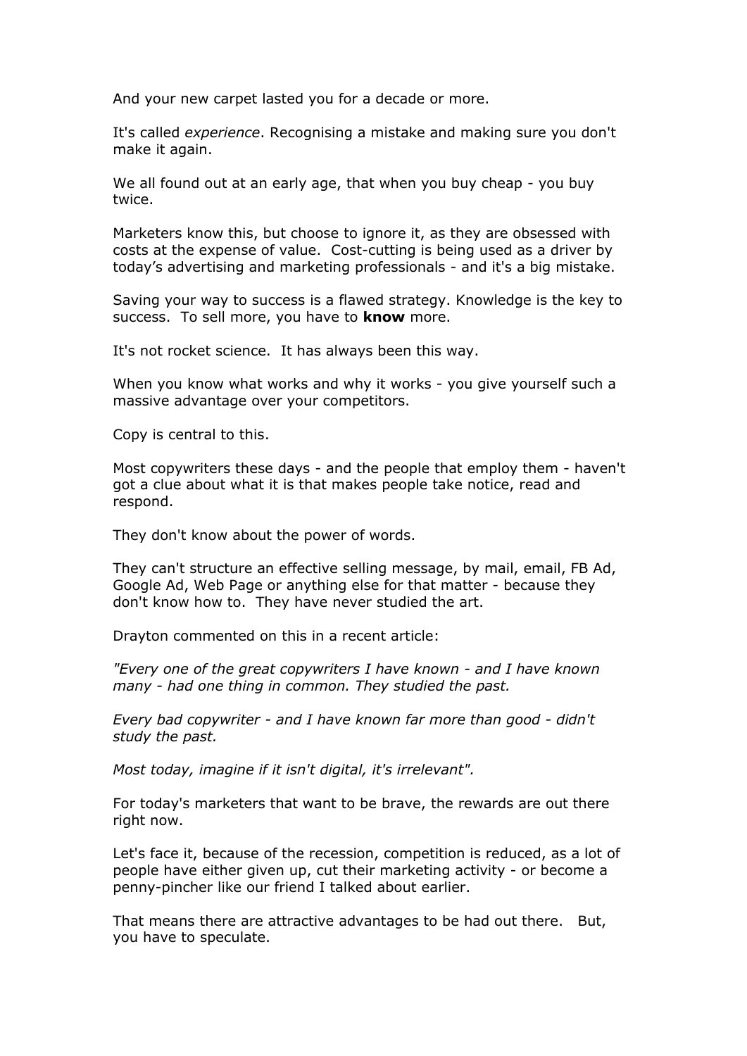And your new carpet lasted you for a decade or more.

It's called *experience*. Recognising a mistake and making sure you don't make it again.

We all found out at an early age, that when you buy cheap - you buy twice.

Marketers know this, but choose to ignore it, as they are obsessed with costs at the expense of value. Cost-cutting is being used as a driver by today's advertising and marketing professionals - and it's a big mistake.

Saving your way to success is a flawed strategy. Knowledge is the key to success. To sell more, you have to **know** more.

It's not rocket science. It has always been this way.

When you know what works and why it works - you give yourself such a massive advantage over your competitors.

Copy is central to this.

Most copywriters these days - and the people that employ them - haven't got a clue about what it is that makes people take notice, read and respond.

They don't know about the power of words.

They can't structure an effective selling message, by mail, email, FB Ad, Google Ad, Web Page or anything else for that matter - because they don't know how to. They have never studied the art.

Drayton commented on this in a recent article:

*"Every one of the great copywriters I have known - and I have known many - had one thing in common. They studied the past.*

*Every bad copywriter - and I have known far more than good - didn't study the past.*

*Most today, imagine if it isn't digital, it's irrelevant".*

For today's marketers that want to be brave, the rewards are out there right now.

Let's face it, because of the recession, competition is reduced, as a lot of people have either given up, cut their marketing activity - or become a penny-pincher like our friend I talked about earlier.

That means there are attractive advantages to be had out there. But, you have to speculate.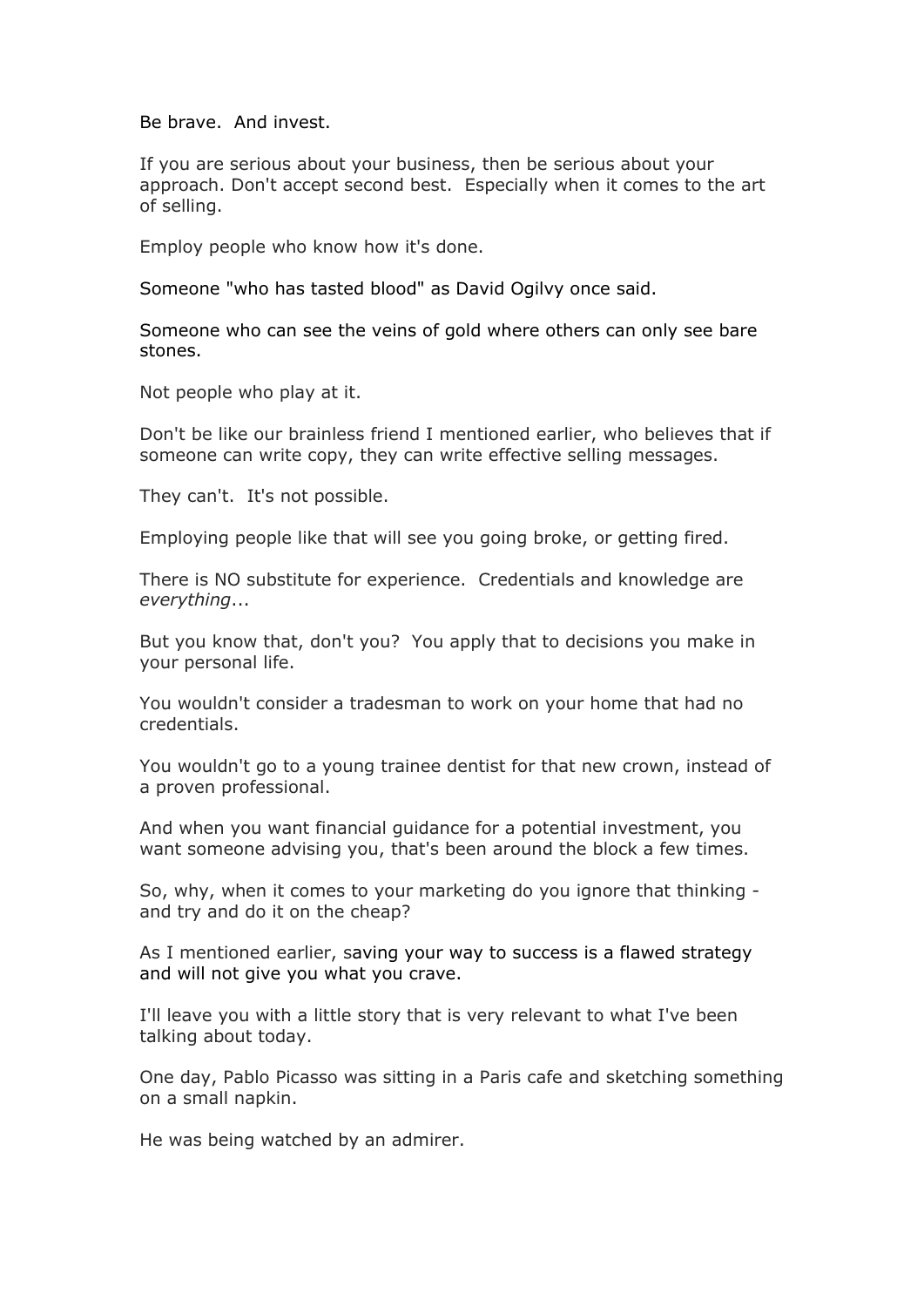Be brave.  And invest.

If you are serious about your business, then be serious about your approach. Don't accept second best.  Especially when it comes to the art of selling.

Employ people who know how it's done.

Someone "who has tasted blood" as David Ogilvy once said.

Someone who can see the veins of gold where others can only see bare stones.

Not people who play at it.

Don't be like our brainless friend I mentioned earlier, who believes that if someone can write copy, they can write effective selling messages.

They can't.  It's not possible.

Employing people like that will see you going broke, or getting fired.

There is NO substitute for experience.  Credentials and knowledge are *everything*...

But you know that, don't you?  You apply that to decisions you make in your personal life.

You wouldn't consider a tradesman to work on your home that had no credentials.

You wouldn't go to a young trainee dentist for that new crown, instead of a proven professional.

And when you want financial guidance for a potential investment, you want someone advising you, that's been around the block a few times.

So, why, when it comes to your marketing do you ignore that thinking - and try and do it on the cheap?

As I mentioned earlier, saving your way to success is a flawed strategy and will not give you what you crave.

I'll leave you with a little story that is very relevant to what I've been talking about today.

One day, Pablo Picasso was sitting in a Paris cafe and sketching something on a small napkin.

He was being watched by an admirer.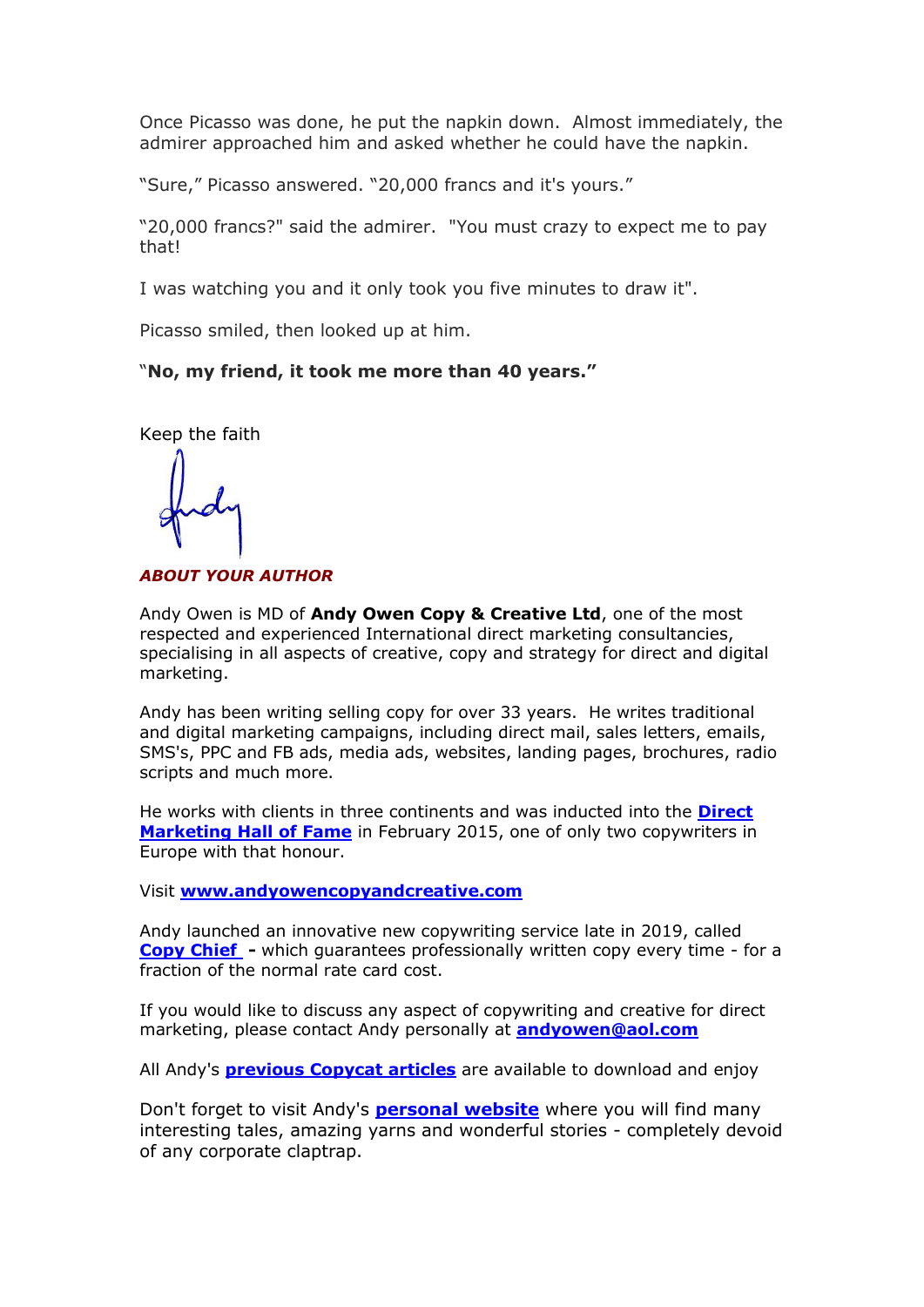Once Picasso was done, he put the napkin down. Almost immediately, the admirer approached him and asked whether he could have the napkin.

"Sure," Picasso answered. "20,000 francs and it's yours."

"20,000 francs?" said the admirer. "You must crazy to expect me to pay that!

I was watching you and it only took you five minutes to draw it".

Picasso smiled, then looked up at him.

"**No, my friend, it took me more than 40 years.**"

Keep the faith

Andy

***ABOUT YOUR AUTHOR***

Andy Owen is MD of **Andy Owen Copy & Creative Ltd**, one of the most respected and experienced International direct marketing consultancies, specialising in all aspects of creative, copy and strategy for direct and digital marketing.

Andy has been writing selling copy for over 33 years. He writes traditional and digital marketing campaigns, including direct mail, sales letters, emails, SMS's, PPC and FB ads, media ads, websites, landing pages, brochures, radio scripts and much more.

He works with clients in three continents and was inducted into the **Direct Marketing Hall of Fame** in February 2015, one of only two copywriters in Europe with that honour.

Visit **www.andyowencopyandcreative.com**

Andy launched an innovative new copywriting service late in 2019, called **Copy Chief** **-** which guarantees professionally written copy every time - for a fraction of the normal rate card cost.

If you would like to discuss any aspect of copywriting and creative for direct marketing, please contact Andy personally at **andyowen@aol.com**

All Andy's **previous Copycat articles** are available to download and enjoy

Don't forget to visit Andy's **personal website** where you will find many interesting tales, amazing yarns and wonderful stories - completely devoid of any corporate claptrap.